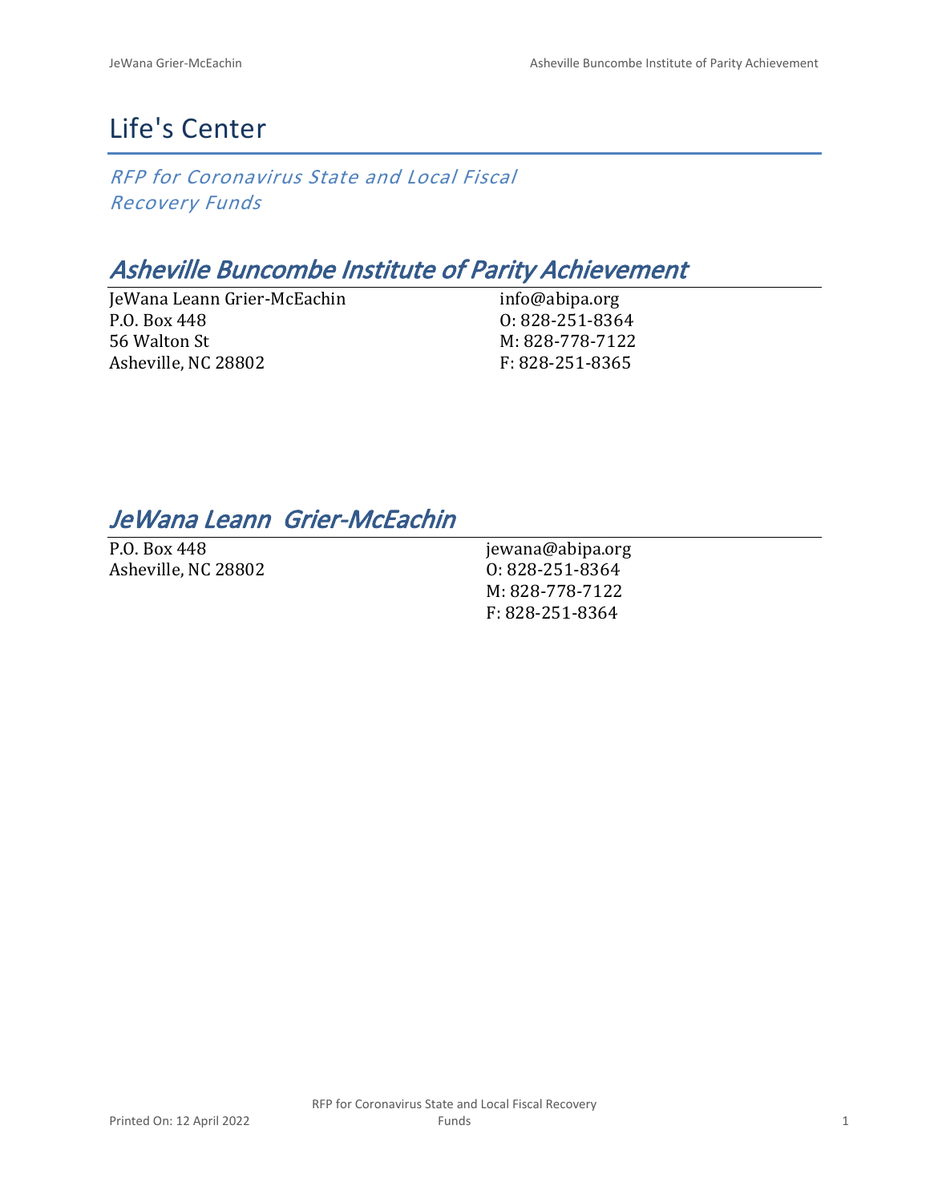# Life's Center

*RFP for Coronavirus State and Local Fiscal Recovery Funds*

## *Asheville Buncombe Institute of Parity Achievement*

JeWana Leann Grier-McEachin
P.O. Box 448
56 Walton St
Asheville, NC 28802

info@abipa.org
O: 828-251-8364
M: 828-778-7122
F: 828-251-8365

## *JeWana Leann Grier-McEachin*

P.O. Box 448
Asheville, NC 28802

jewana@abipa.org
O: 828-251-8364
M: 828-778-7122
F: 828-251-8364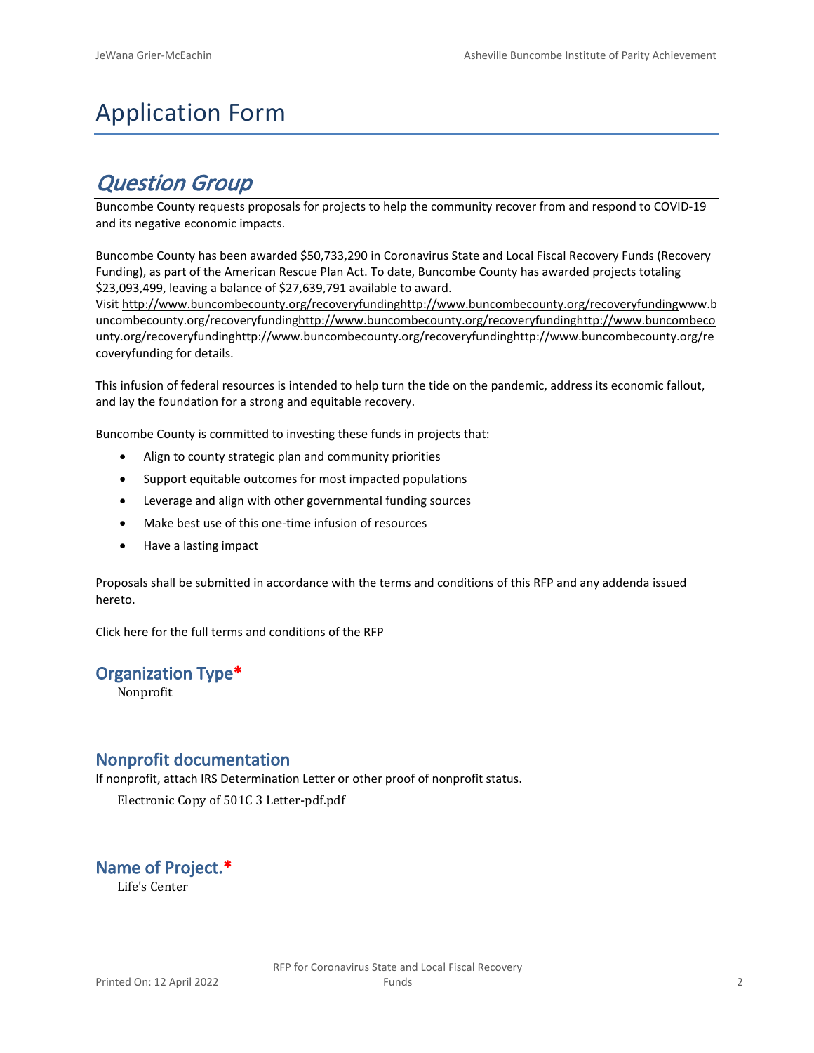# Application Form

## *Question Group*

Buncombe County requests proposals for projects to help the community recover from and respond to COVID-19 and its negative economic impacts.

Buncombe County has been awarded $50,733,290 in Coronavirus State and Local Fiscal Recovery Funds (Recovery Funding), as part of the American Rescue Plan Act. To date, Buncombe County has awarded projects totaling $23,093,499, leaving a balance of $27,639,791 available to award.
Visit http://www.buncombecounty.org/recoveryfundinghttp://www.buncombecounty.org/recoveryfundingwww.buncombecounty.org/recoveryfundinghttp://www.buncombecounty.org/recoveryfundinghttp://www.buncombecounty.org/recoveryfundinghttp://www.buncombecounty.org/recoveryfundinghttp://www.buncombecounty.org/recoveryfunding for details.

This infusion of federal resources is intended to help turn the tide on the pandemic, address its economic fallout, and lay the foundation for a strong and equitable recovery.

Buncombe County is committed to investing these funds in projects that:

- Align to county strategic plan and community priorities
- Support equitable outcomes for most impacted populations
- Leverage and align with other governmental funding sources
- Make best use of this one-time infusion of resources
- Have a lasting impact

Proposals shall be submitted in accordance with the terms and conditions of this RFP and any addenda issued hereto.

Click here for the full terms and conditions of the RFP

### Organization Type*

Nonprofit

### Nonprofit documentation

If nonprofit, attach IRS Determination Letter or other proof of nonprofit status.

Electronic Copy of 501C 3 Letter-pdf.pdf

### Name of Project.*

Life's Center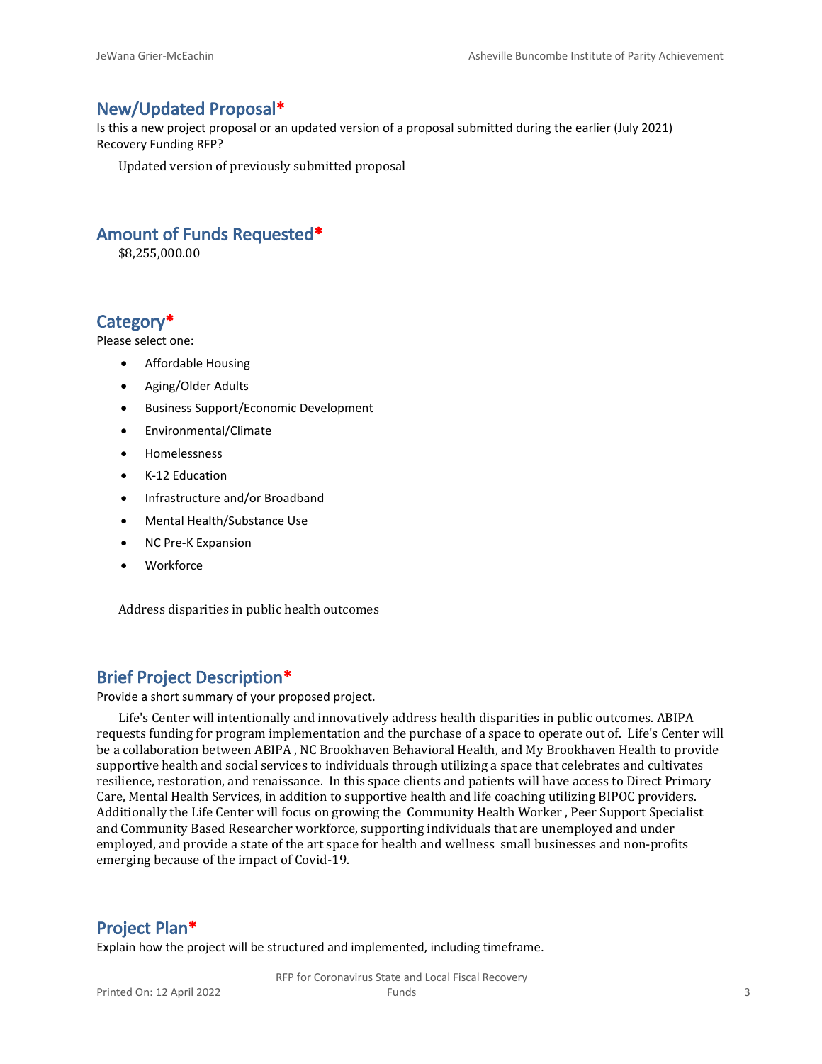## New/Updated Proposal*

Is this a new project proposal or an updated version of a proposal submitted during the earlier (July 2021) Recovery Funding RFP?

Updated version of previously submitted proposal

## Amount of Funds Requested*

$8,255,000.00

## Category*

Please select one:

- Affordable Housing
- Aging/Older Adults
- Business Support/Economic Development
- Environmental/Climate
- Homelessness
- K-12 Education
- Infrastructure and/or Broadband
- Mental Health/Substance Use
- NC Pre-K Expansion
- Workforce

Address disparities in public health outcomes

## Brief Project Description*

Provide a short summary of your proposed project.

Life's Center will intentionally and innovatively address health disparities in public outcomes. ABIPA requests funding for program implementation and the purchase of a space to operate out of. Life's Center will be a collaboration between ABIPA , NC Brookhaven Behavioral Health, and My Brookhaven Health to provide supportive health and social services to individuals through utilizing a space that celebrates and cultivates resilience, restoration, and renaissance. In this space clients and patients will have access to Direct Primary Care, Mental Health Services, in addition to supportive health and life coaching utilizing BIPOC providers. Additionally the Life Center will focus on growing the Community Health Worker , Peer Support Specialist and Community Based Researcher workforce, supporting individuals that are unemployed and under employed, and provide a state of the art space for health and wellness small businesses and non-profits emerging because of the impact of Covid-19.

## Project Plan*

Explain how the project will be structured and implemented, including timeframe.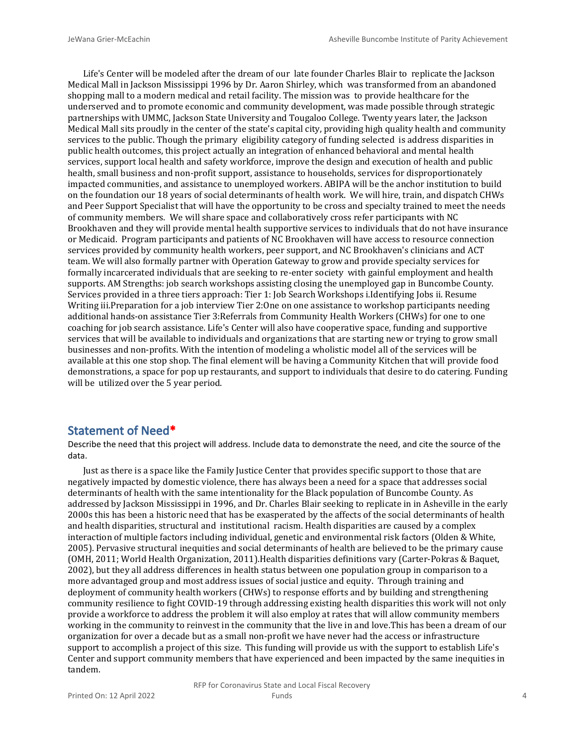Life's Center will be modeled after the dream of our late founder Charles Blair to replicate the Jackson Medical Mall in Jackson Mississippi 1996 by Dr. Aaron Shirley, which was transformed from an abandoned shopping mall to a modern medical and retail facility. The mission was to provide healthcare for the underserved and to promote economic and community development, was made possible through strategic partnerships with UMMC, Jackson State University and Tougaloo College. Twenty years later, the Jackson Medical Mall sits proudly in the center of the state's capital city, providing high quality health and community services to the public. Though the primary eligibility category of funding selected is address disparities in public health outcomes, this project actually an integration of enhanced behavioral and mental health services, support local health and safety workforce, improve the design and execution of health and public health, small business and non-profit support, assistance to households, services for disproportionately impacted communities, and assistance to unemployed workers. ABIPA will be the anchor institution to build on the foundation our 18 years of social determinants of health work. We will hire, train, and dispatch CHWs and Peer Support Specialist that will have the opportunity to be cross and specialty trained to meet the needs of community members. We will share space and collaboratively cross refer participants with NC Brookhaven and they will provide mental health supportive services to individuals that do not have insurance or Medicaid. Program participants and patients of NC Brookhaven will have access to resource connection services provided by community health workers, peer support, and NC Brookhaven's clinicians and ACT team. We will also formally partner with Operation Gateway to grow and provide specialty services for formally incarcerated individuals that are seeking to re-enter society with gainful employment and health supports. AM Strengths: job search workshops assisting closing the unemployed gap in Buncombe County. Services provided in a three tiers approach: Tier 1: Job Search Workshops i.Identifying Jobs ii. Resume Writing iii.Preparation for a job interview Tier 2:One on one assistance to workshop participants needing additional hands-on assistance Tier 3:Referrals from Community Health Workers (CHWs) for one to one coaching for job search assistance. Life's Center will also have cooperative space, funding and supportive services that will be available to individuals and organizations that are starting new or trying to grow small businesses and non-profits. With the intention of modeling a wholistic model all of the services will be available at this one stop shop. The final element will be having a Community Kitchen that will provide food demonstrations, a space for pop up restaurants, and support to individuals that desire to do catering. Funding will be utilized over the 5 year period.

## Statement of Need*

Describe the need that this project will address. Include data to demonstrate the need, and cite the source of the data.

Just as there is a space like the Family Justice Center that provides specific support to those that are negatively impacted by domestic violence, there has always been a need for a space that addresses social determinants of health with the same intentionality for the Black population of Buncombe County. As addressed by Jackson Mississippi in 1996, and Dr. Charles Blair seeking to replicate in in Asheville in the early 2000s this has been a historic need that has be exasperated by the affects of the social determinants of health and health disparities, structural and institutional racism. Health disparities are caused by a complex interaction of multiple factors including individual, genetic and environmental risk factors (Olden & White, 2005). Pervasive structural inequities and social determinants of health are believed to be the primary cause (OMH, 2011; World Health Organization, 2011).Health disparities definitions vary (Carter-Pokras & Baquet, 2002), but they all address differences in health status between one population group in comparison to a more advantaged group and most address issues of social justice and equity. Through training and deployment of community health workers (CHWs) to response efforts and by building and strengthening community resilience to fight COVID-19 through addressing existing health disparities this work will not only provide a workforce to address the problem it will also employ at rates that will allow community members working in the community to reinvest in the community that the live in and love.This has been a dream of our organization for over a decade but as a small non-profit we have never had the access or infrastructure support to accomplish a project of this size. This funding will provide us with the support to establish Life's Center and support community members that have experienced and been impacted by the same inequities in tandem.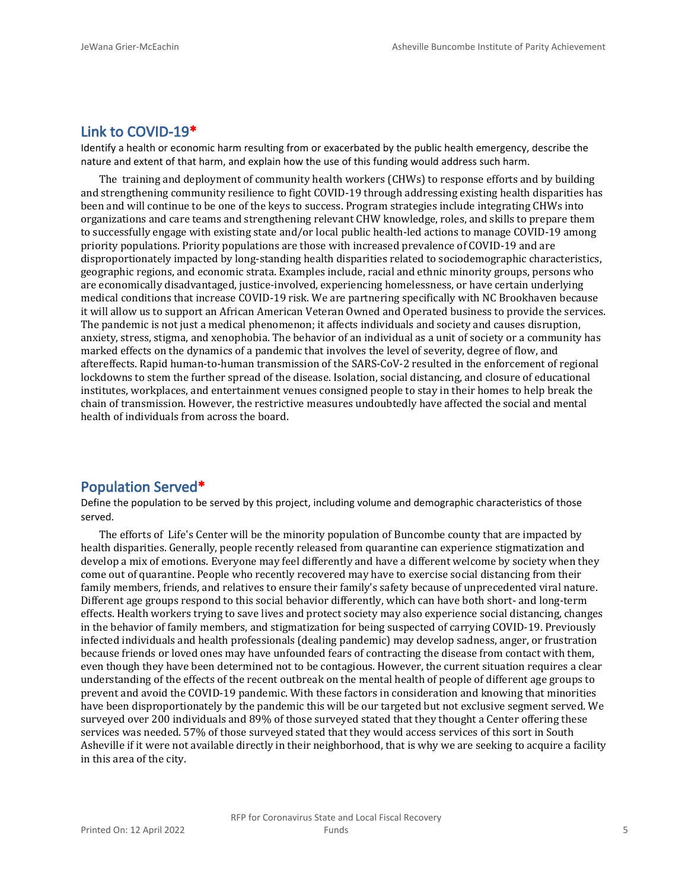## Link to COVID-19*

Identify a health or economic harm resulting from or exacerbated by the public health emergency, describe the nature and extent of that harm, and explain how the use of this funding would address such harm.

The training and deployment of community health workers (CHWs) to response efforts and by building and strengthening community resilience to fight COVID-19 through addressing existing health disparities has been and will continue to be one of the keys to success. Program strategies include integrating CHWs into organizations and care teams and strengthening relevant CHW knowledge, roles, and skills to prepare them to successfully engage with existing state and/or local public health-led actions to manage COVID-19 among priority populations. Priority populations are those with increased prevalence of COVID-19 and are disproportionately impacted by long-standing health disparities related to sociodemographic characteristics, geographic regions, and economic strata. Examples include, racial and ethnic minority groups, persons who are economically disadvantaged, justice-involved, experiencing homelessness, or have certain underlying medical conditions that increase COVID-19 risk. We are partnering specifically with NC Brookhaven because it will allow us to support an African American Veteran Owned and Operated business to provide the services. The pandemic is not just a medical phenomenon; it affects individuals and society and causes disruption, anxiety, stress, stigma, and xenophobia. The behavior of an individual as a unit of society or a community has marked effects on the dynamics of a pandemic that involves the level of severity, degree of flow, and aftereffects. Rapid human-to-human transmission of the SARS-CoV-2 resulted in the enforcement of regional lockdowns to stem the further spread of the disease. Isolation, social distancing, and closure of educational institutes, workplaces, and entertainment venues consigned people to stay in their homes to help break the chain of transmission. However, the restrictive measures undoubtedly have affected the social and mental health of individuals from across the board.

## Population Served*

Define the population to be served by this project, including volume and demographic characteristics of those served.

The efforts of Life's Center will be the minority population of Buncombe county that are impacted by health disparities. Generally, people recently released from quarantine can experience stigmatization and develop a mix of emotions. Everyone may feel differently and have a different welcome by society when they come out of quarantine. People who recently recovered may have to exercise social distancing from their family members, friends, and relatives to ensure their family's safety because of unprecedented viral nature. Different age groups respond to this social behavior differently, which can have both short- and long-term effects. Health workers trying to save lives and protect society may also experience social distancing, changes in the behavior of family members, and stigmatization for being suspected of carrying COVID-19. Previously infected individuals and health professionals (dealing pandemic) may develop sadness, anger, or frustration because friends or loved ones may have unfounded fears of contracting the disease from contact with them, even though they have been determined not to be contagious. However, the current situation requires a clear understanding of the effects of the recent outbreak on the mental health of people of different age groups to prevent and avoid the COVID-19 pandemic. With these factors in consideration and knowing that minorities have been disproportionately by the pandemic this will be our targeted but not exclusive segment served. We surveyed over 200 individuals and 89% of those surveyed stated that they thought a Center offering these services was needed. 57% of those surveyed stated that they would access services of this sort in South Asheville if it were not available directly in their neighborhood, that is why we are seeking to acquire a facility in this area of the city.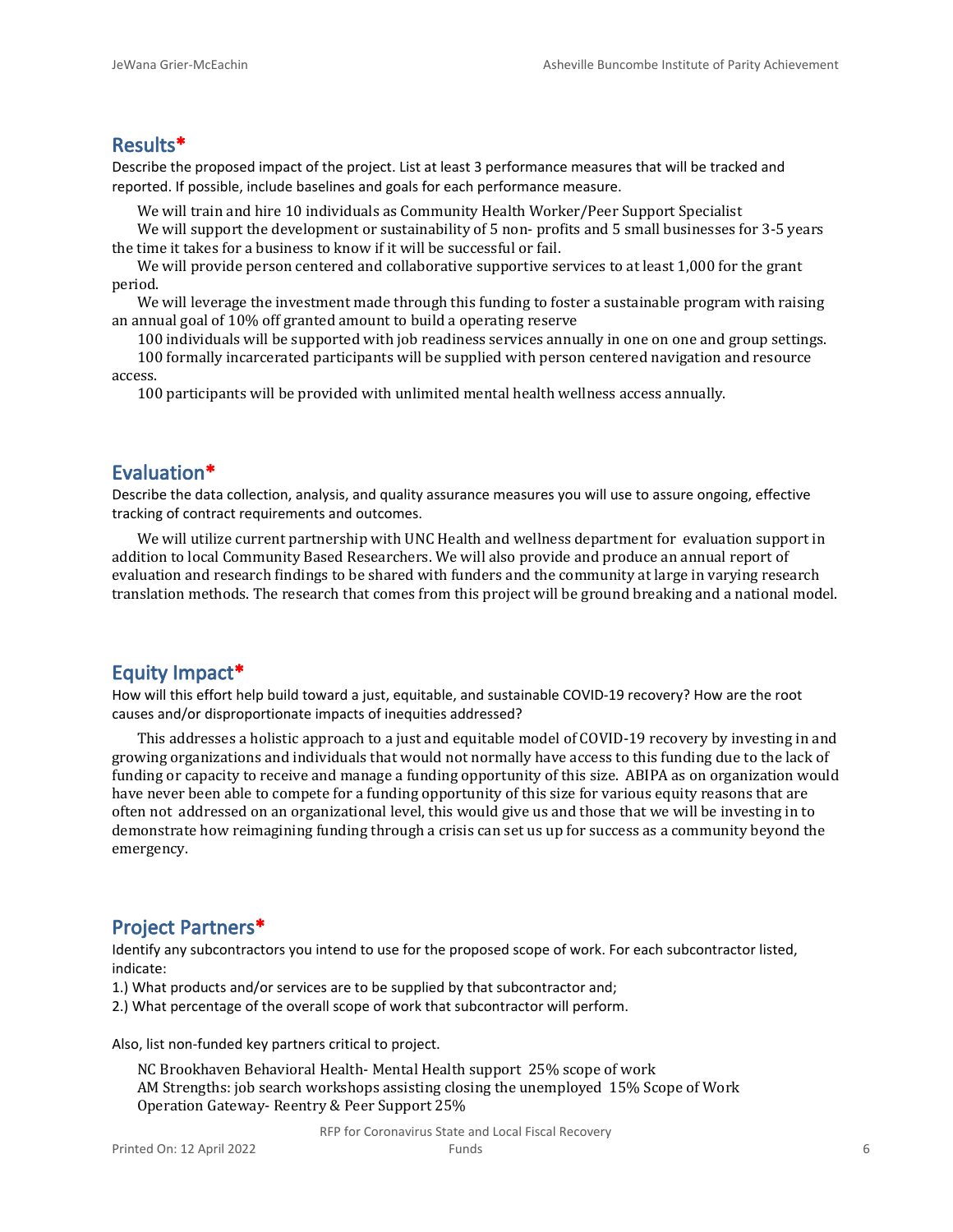## Results*

Describe the proposed impact of the project. List at least 3 performance measures that will be tracked and reported. If possible, include baselines and goals for each performance measure.

We will train and hire 10 individuals as Community Health Worker/Peer Support Specialist
We will support the development or sustainability of 5 non- profits and 5 small businesses for 3-5 years the time it takes for a business to know if it will be successful or fail.
We will provide person centered and collaborative supportive services to at least 1,000 for the grant period.
We will leverage the investment made through this funding to foster a sustainable program with raising an annual goal of 10% off granted amount to build a operating reserve
100 individuals will be supported with job readiness services annually in one on one and group settings.
100 formally incarcerated participants will be supplied with person centered navigation and resource access.
100 participants will be provided with unlimited mental health wellness access annually.

## Evaluation*

Describe the data collection, analysis, and quality assurance measures you will use to assure ongoing, effective tracking of contract requirements and outcomes.

We will utilize current partnership with UNC Health and wellness department for evaluation support in addition to local Community Based Researchers. We will also provide and produce an annual report of evaluation and research findings to be shared with funders and the community at large in varying research translation methods. The research that comes from this project will be ground breaking and a national model.

## Equity Impact*

How will this effort help build toward a just, equitable, and sustainable COVID-19 recovery? How are the root causes and/or disproportionate impacts of inequities addressed?

This addresses a holistic approach to a just and equitable model of COVID-19 recovery by investing in and growing organizations and individuals that would not normally have access to this funding due to the lack of funding or capacity to receive and manage a funding opportunity of this size. ABIPA as on organization would have never been able to compete for a funding opportunity of this size for various equity reasons that are often not addressed on an organizational level, this would give us and those that we will be investing in to demonstrate how reimagining funding through a crisis can set us up for success as a community beyond the emergency.

## Project Partners*

Identify any subcontractors you intend to use for the proposed scope of work. For each subcontractor listed, indicate:

1.) What products and/or services are to be supplied by that subcontractor and;
2.) What percentage of the overall scope of work that subcontractor will perform.

Also, list non-funded key partners critical to project.

NC Brookhaven Behavioral Health- Mental Health support 25% scope of work
AM Strengths: job search workshops assisting closing the unemployed 15% Scope of Work
Operation Gateway- Reentry & Peer Support 25%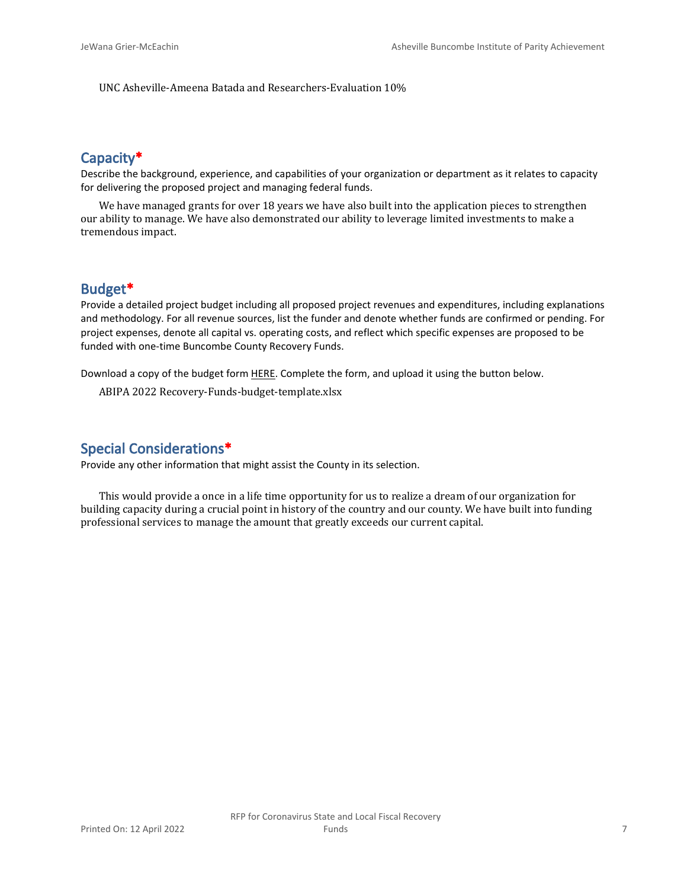UNC Asheville-Ameena Batada and Researchers-Evaluation 10%

## Capacity*

Describe the background, experience, and capabilities of your organization or department as it relates to capacity for delivering the proposed project and managing federal funds.

We have managed grants for over 18 years we have also built into the application pieces to strengthen our ability to manage. We have also demonstrated our ability to leverage limited investments to make a tremendous impact.

## Budget*

Provide a detailed project budget including all proposed project revenues and expenditures, including explanations and methodology. For all revenue sources, list the funder and denote whether funds are confirmed or pending. For project expenses, denote all capital vs. operating costs, and reflect which specific expenses are proposed to be funded with one-time Buncombe County Recovery Funds.

Download a copy of the budget form HERE. Complete the form, and upload it using the button below.

ABIPA 2022 Recovery-Funds-budget-template.xlsx

## Special Considerations*

Provide any other information that might assist the County in its selection.

This would provide a once in a life time opportunity for us to realize a dream of our organization for building capacity during a crucial point in history of the country and our county. We have built into funding professional services to manage the amount that greatly exceeds our current capital.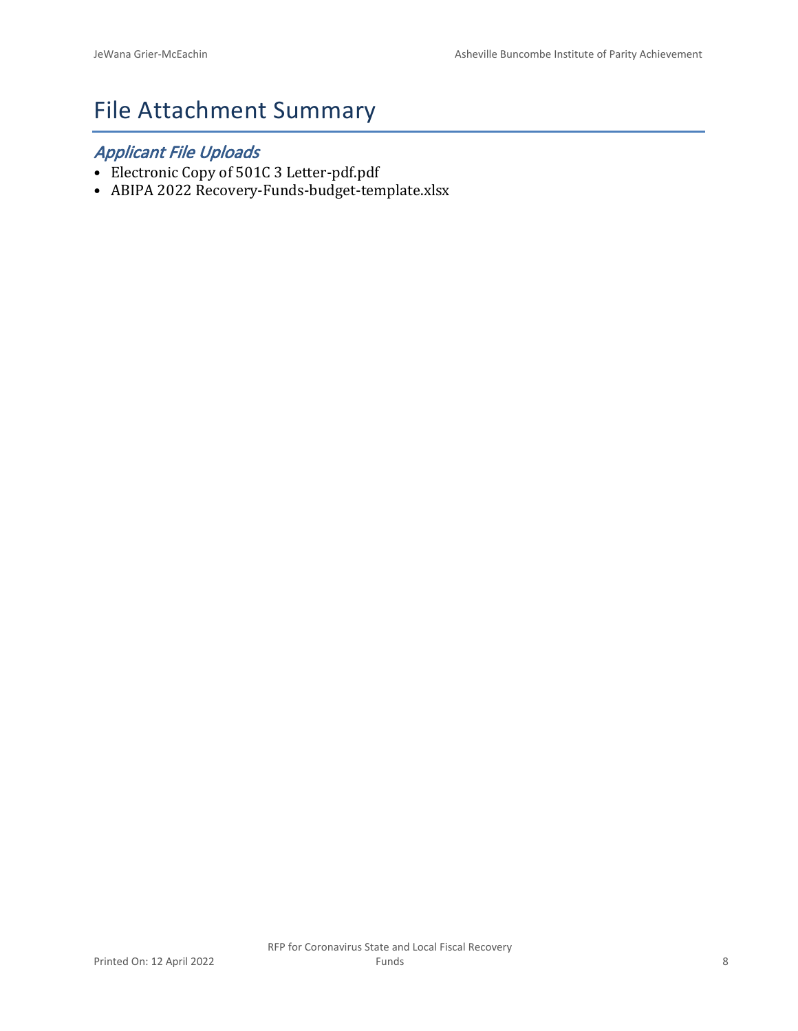# File Attachment Summary

## *Applicant File Uploads*

- Electronic Copy of 501C 3 Letter-pdf.pdf
- ABIPA 2022 Recovery-Funds-budget-template.xlsx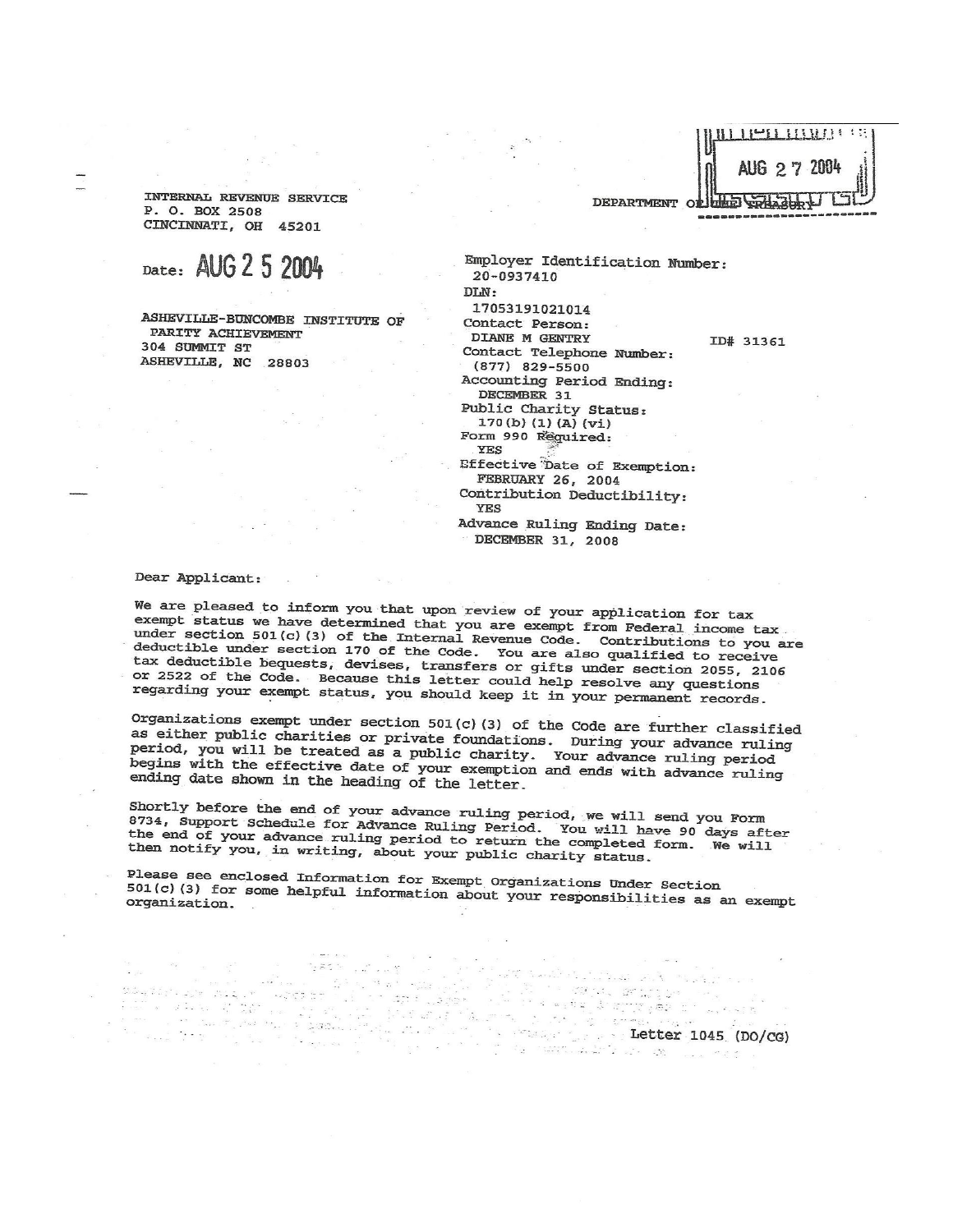AUG 27 2004

INTERNAL REVENUE SERVICE
P. O. BOX 2508
CINCINNATI, OH 45201

DEPARTMENT OF THE TREASURY

Date: AUG 25 2004

ASHEVILLE-BUNCOMBE INSTITUTE OF
PARITY ACHIEVEMENT
304 SUMMIT ST
ASHEVILLE, NC 28803

Employer Identification Number:
20-0937410
DLN:
17053191021014
Contact Person:
DIANE M GENTRY ID# 31361
Contact Telephone Number:
(877) 829-5500
Accounting Period Ending:
DECEMBER 31
Public Charity Status:
170(b)(1)(A)(vi)
Form 990 Required:
YES
Effective Date of Exemption:
FEBRUARY 26, 2004
Contribution Deductibility:
YES
Advance Ruling Ending Date:
DECEMBER 31, 2008

Dear Applicant:

We are pleased to inform you that upon review of your application for tax exempt status we have determined that you are exempt from Federal income tax under section 501(c)(3) of the Internal Revenue Code. Contributions to you are deductible under section 170 of the Code. You are also qualified to receive tax deductible bequests, devises, transfers or gifts under section 2055, 2106 or 2522 of the Code. Because this letter could help resolve any questions regarding your exempt status, you should keep it in your permanent records.

Organizations exempt under section 501(c)(3) of the Code are further classified as either public charities or private foundations. During your advance ruling period, you will be treated as a public charity. Your advance ruling period begins with the effective date of your exemption and ends with advance ruling ending date shown in the heading of the letter.

Shortly before the end of your advance ruling period, we will send you Form 8734, Support Schedule for Advance Ruling Period. You will have 90 days after the end of your advance ruling period to return the completed form. We will then notify you, in writing, about your public charity status.

Please see enclosed Information for Exempt Organizations Under Section 501(c)(3) for some helpful information about your responsibilities as an exempt organization.

Letter 1045 (DO/CG)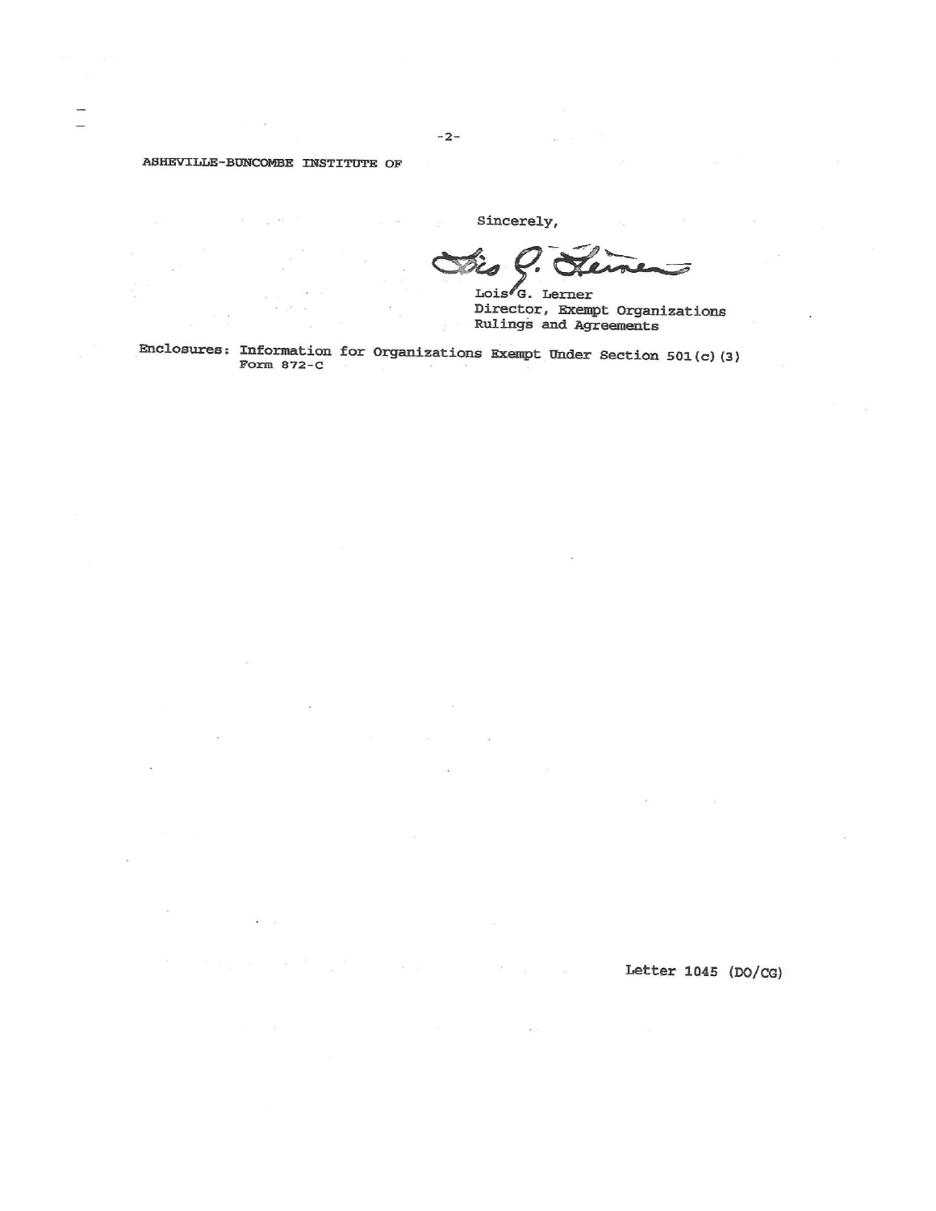ASHEVILLE-BUNCOMBE INSTITUTE OF

Sincerely,

Lois G. Lerner
Director, Exempt Organizations
Rulings and Agreements

Enclosures: Information for Organizations Exempt Under Section 501(c)(3)
Form 872-C

Letter 1045 (DO/CG)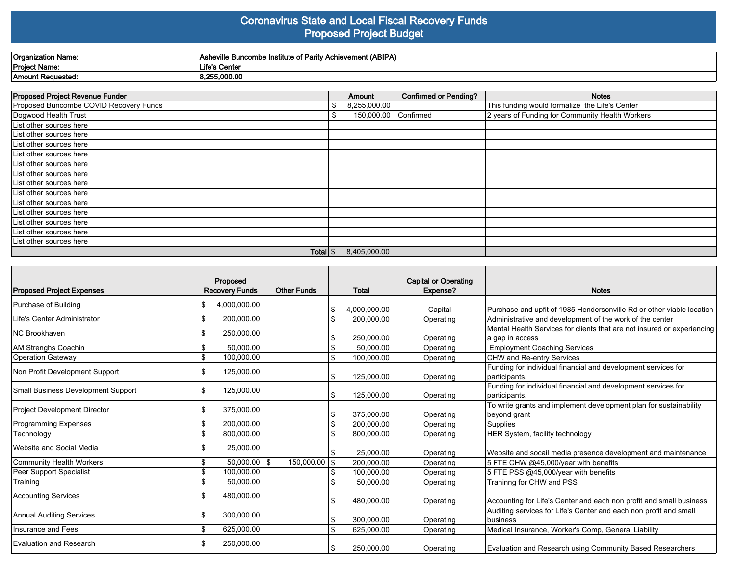# Coronavirus State and Local Fiscal Recovery Funds
## Proposed Project Budget

| | |
|---|---|
| **Organization Name:** | **Asheville Buncombe Institute of Parity Achievement (ABIPA)** |
| **Project Name:** | **Life's Center** |
| **Amount Requested:** | **8,255,000.00** |

| Proposed Project Revenue Funder | Amount | Confirmed or Pending? | Notes |
|---|---|---|---|
| Proposed Buncombe COVID Recovery Funds | $ 8,255,000.00 | | This funding would formalize the Life's Center |
| Dogwood Health Trust | $ 150,000.00 | Confirmed | 2 years of Funding for Community Health Workers |
| List other sources here | | | |
| List other sources here | | | |
| List other sources here | | | |
| List other sources here | | | |
| List other sources here | | | |
| List other sources here | | | |
| List other sources here | | | |
| List other sources here | | | |
| List other sources here | | | |
| List other sources here | | | |
| List other sources here | | | |
| List other sources here | | | |
| List other sources here | | | |
| **Total** | $ 8,405,000.00 | | |

| Proposed Project Expenses | Proposed Recovery Funds | Other Funds | Total | Capital or Operating Expense? | Notes |
|---|---|---|---|---|---|
| Purchase of Building | $ 4,000,000.00 | | $ 4,000,000.00 | Capital | Purchase and upfit of 1985 Hendersonville Rd or other viable location |
| Life's Center Administrator | $ 200,000.00 | | $ 200,000.00 | Operating | Administrative and development of the work of the center |
| NC Brookhaven | $ 250,000.00 | | $ 250,000.00 | Operating | Mental Health Services for clients that are not insured or experiencing a gap in access |
| AM Strenghs Coachin | $ 50,000.00 | | $ 50,000.00 | Operating | Employment Coaching Services |
| Operation Gateway | $ 100,000.00 | | $ 100,000.00 | Operating | CHW and Re-entry Services |
| Non Profit Development Support | $ 125,000.00 | | $ 125,000.00 | Operating | Funding for individual financial and development services for participants. |
| Small Business Development Support | $ 125,000.00 | | $ 125,000.00 | Operating | Funding for individual financial and development services for participants. |
| Project Development Director | $ 375,000.00 | | $ 375,000.00 | Operating | To write grants and implement development plan for sustainability beyond grant |
| Programming Expenses | $ 200,000.00 | | $ 200,000.00 | Operating | Supplies |
| Technology | $ 800,000.00 | | $ 800,000.00 | Operating | HER System, facility technology |
| Website and Social Media | $ 25,000.00 | | $ 25,000.00 | Operating | Website and socail media presence development and maintenance |
| Community Health Workers | $ 50,000.00 | $ 150,000.00 | $ 200,000.00 | Operating | 5 FTE CHW @45,000/year with benefits |
| Peer Support Specialist | $ 100,000.00 | | $ 100,000.00 | Operating | 5 FTE PSS @45,000/year with benefits |
| Training | $ 50,000.00 | | $ 50,000.00 | Operating | Traninng for CHW and PSS |
| Accounting Services | $ 480,000.00 | | $ 480,000.00 | Operating | Accounting for Life's Center and each non profit and small business |
| Annual Auditing Services | $ 300,000.00 | | $ 300,000.00 | Operating | Auditing services for Life's Center and each non profit and small business |
| Insurance and Fees | $ 625,000.00 | | $ 625,000.00 | Operating | Medical Insurance, Worker's Comp, General Liability |
| Evaluation and Research | $ 250,000.00 | | $ 250,000.00 | Operating | Evaluation and Research using Community Based Researchers |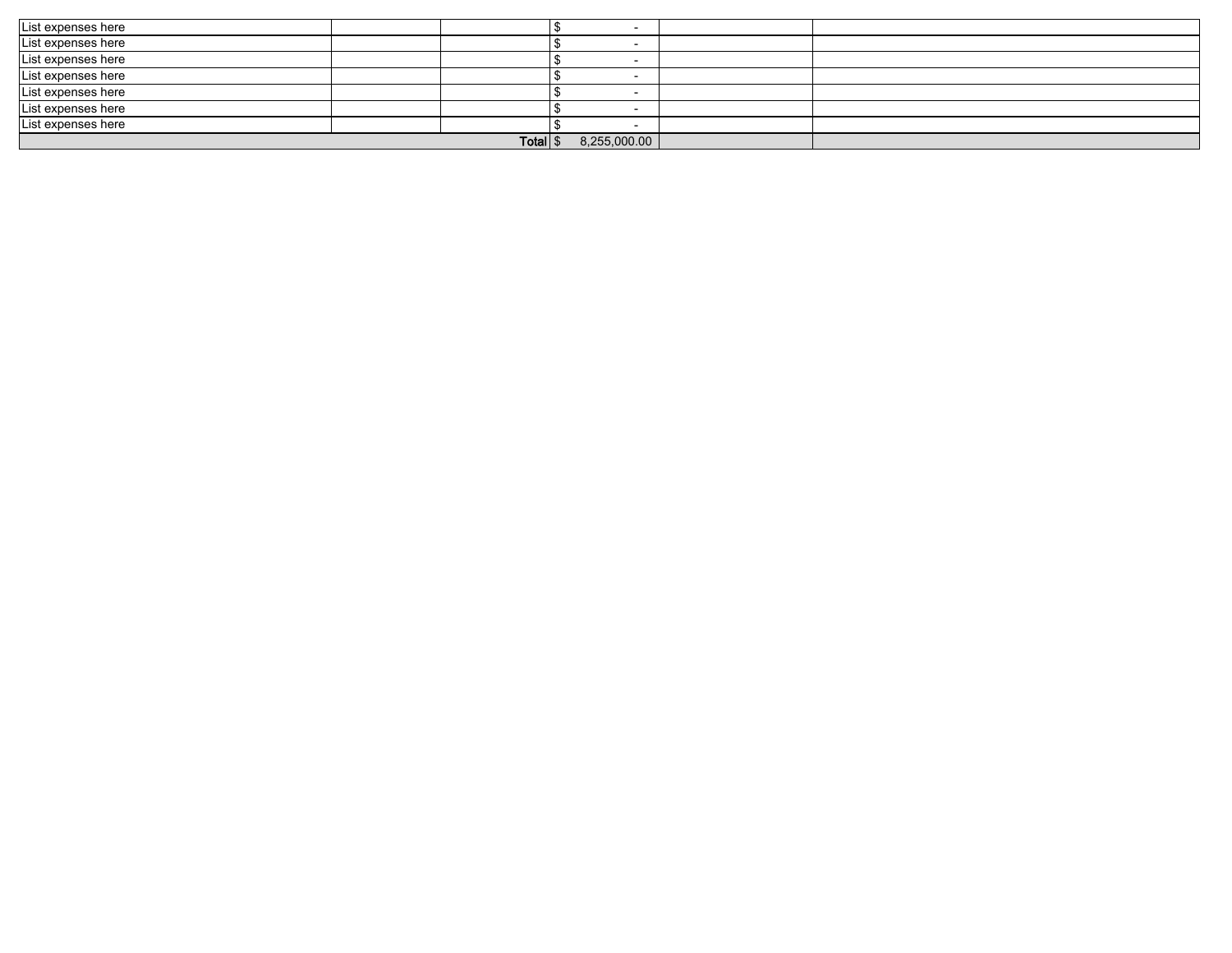| | | | | | |
|---|---|---|---|---|---|
| List expenses here | | | $ - | | |
| List expenses here | | | $ - | | |
| List expenses here | | | $ - | | |
| List expenses here | | | $ - | | |
| List expenses here | | | $ - | | |
| List expenses here | | | $ - | | |
| List expenses here | | | $ - | | |
| | | **Total** | $ 8,255,000.00 | | |